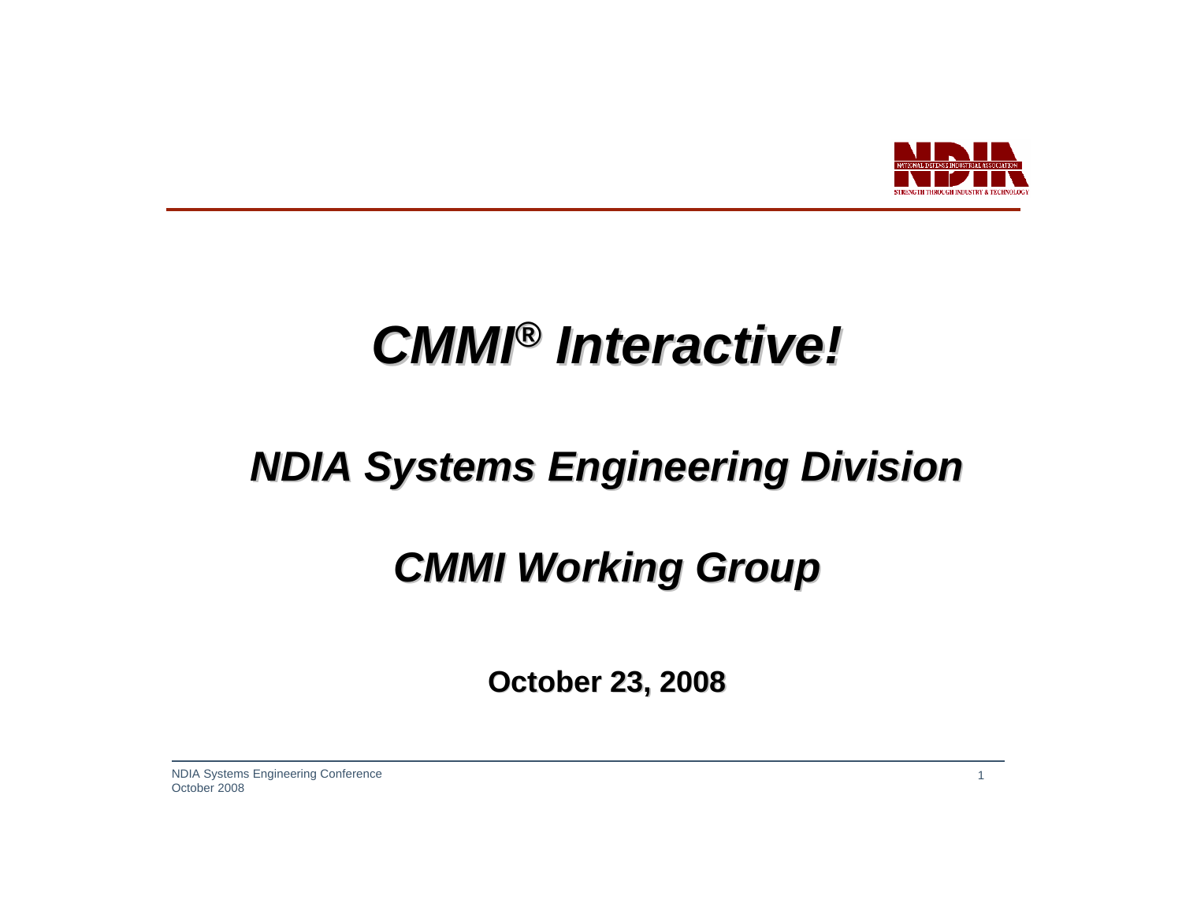# *CMMI® Interactive!*

## *NDIA Systems Engineering Division*

## *CMMI Working Group*

**October 23, 2008**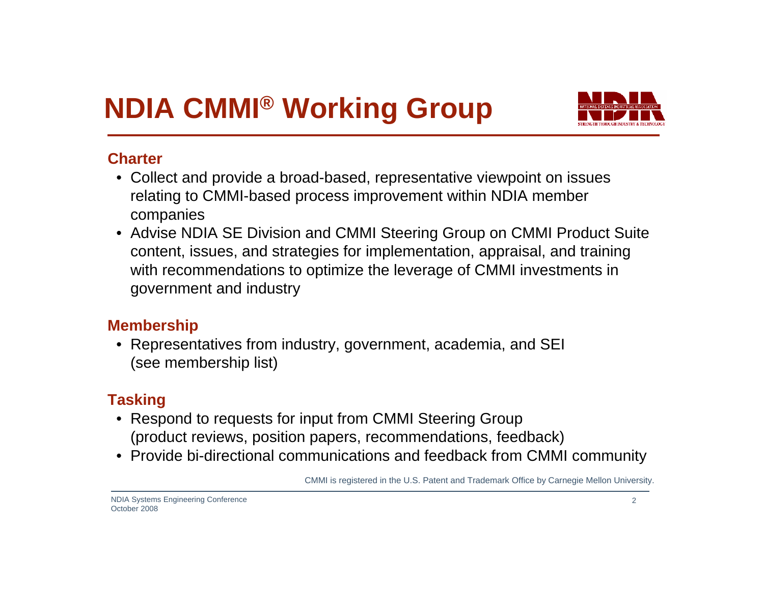# NDIA CMMI® Working Group

## Charter

- Collect and provide a broad-based, representative viewpoint on issues relating to CMMI-based process improvement within NDIA member companies
- Advise NDIA SE Division and CMMI Steering Group on CMMI Product Suite content, issues, and strategies for implementation, appraisal, and training with recommendations to optimize the leverage of CMMI investments in government and industry

## Membership

- Representatives from industry, government, academia, and SEI (see membership list)

## Tasking

- Respond to requests for input from CMMI Steering Group (product reviews, position papers, recommendations, feedback)
- Provide bi-directional communications and feedback from CMMI community

CMMI is registered in the U.S. Patent and Trademark Office by Carnegie Mellon University.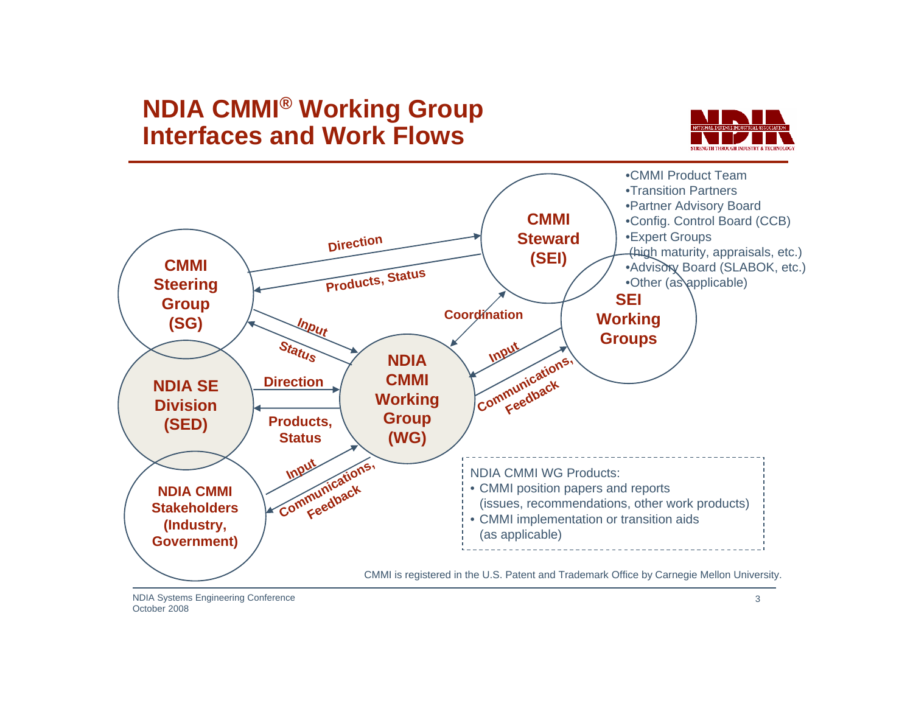# NDIA CMMI® Working Group Interfaces and Work Flows

**CMMI Steering Group (SG)**

**CMMI Steward (SEI)**

- CMMI Product Team
- Transition Partners
- Partner Advisory Board
- Config. Control Board (CCB)
- Expert Groups (high maturity, appraisals, etc.)
- Advisory Board (SLABOK, etc.)
- Other (as applicable)

**SEI Working Groups**

**NDIA SE Division (SED)**

**NDIA CMMI Working Group (WG)**

**NDIA CMMI Stakeholders (Industry, Government)**

Direction

Products, Status

Input

Status

Coordination

Input

Communications, Feedback

Direction

Products, Status

Input

Communications, Feedback

NDIA CMMI WG Products:
- CMMI position papers and reports (issues, recommendations, other work products)
- CMMI implementation or transition aids (as applicable)

CMMI is registered in the U.S. Patent and Trademark Office by Carnegie Mellon University.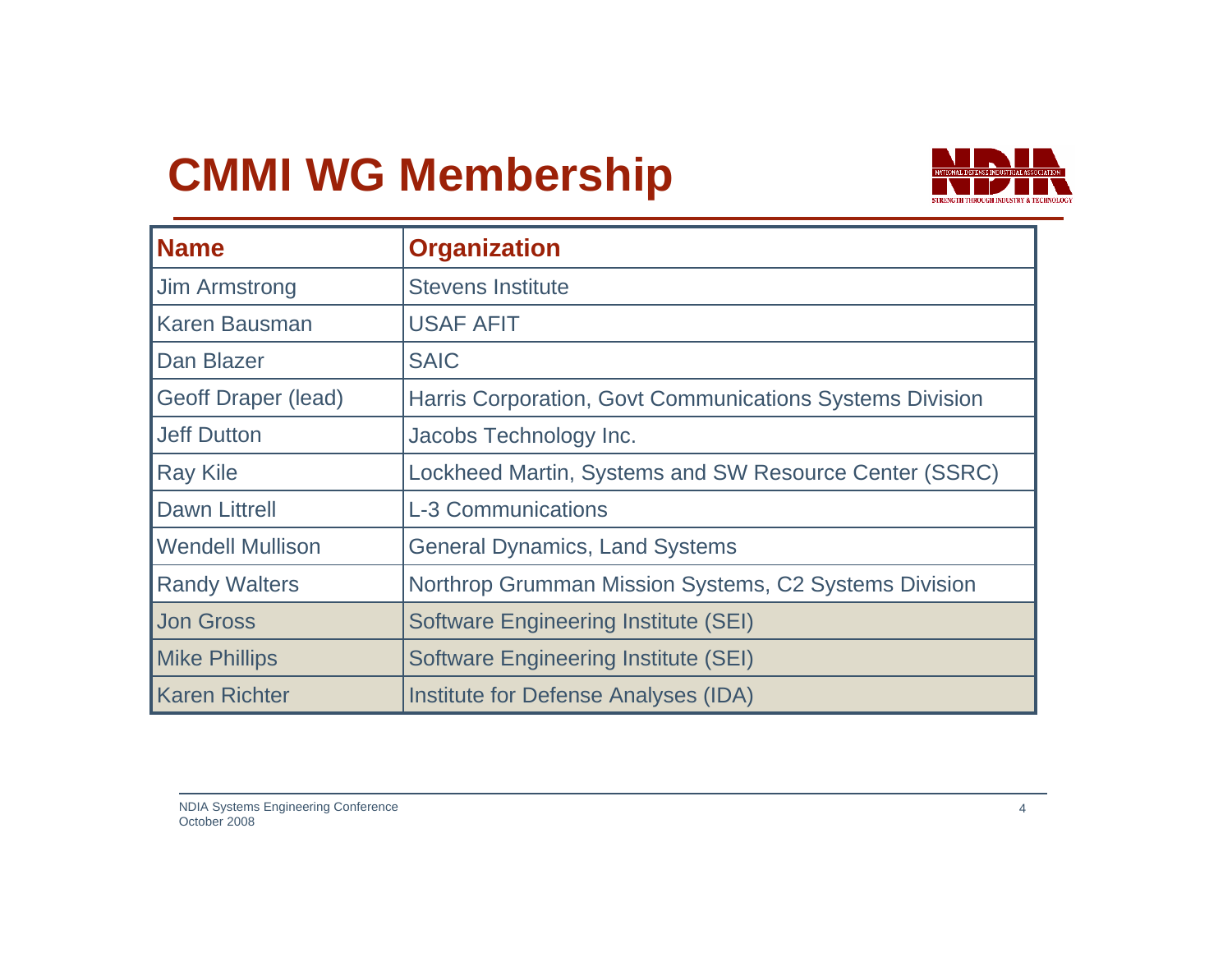# CMMI WG Membership

| Name | Organization |
|---|---|
| Jim Armstrong | Stevens Institute |
| Karen Bausman | USAF AFIT |
| Dan Blazer | SAIC |
| Geoff Draper (lead) | Harris Corporation, Govt Communications Systems Division |
| Jeff Dutton | Jacobs Technology Inc. |
| Ray Kile | Lockheed Martin, Systems and SW Resource Center (SSRC) |
| Dawn Littrell | L-3 Communications |
| Wendell Mullison | General Dynamics, Land Systems |
| Randy Walters | Northrop Grumman Mission Systems, C2 Systems Division |
| Jon Gross | Software Engineering Institute (SEI) |
| Mike Phillips | Software Engineering Institute (SEI) |
| Karen Richter | Institute for Defense Analyses (IDA) |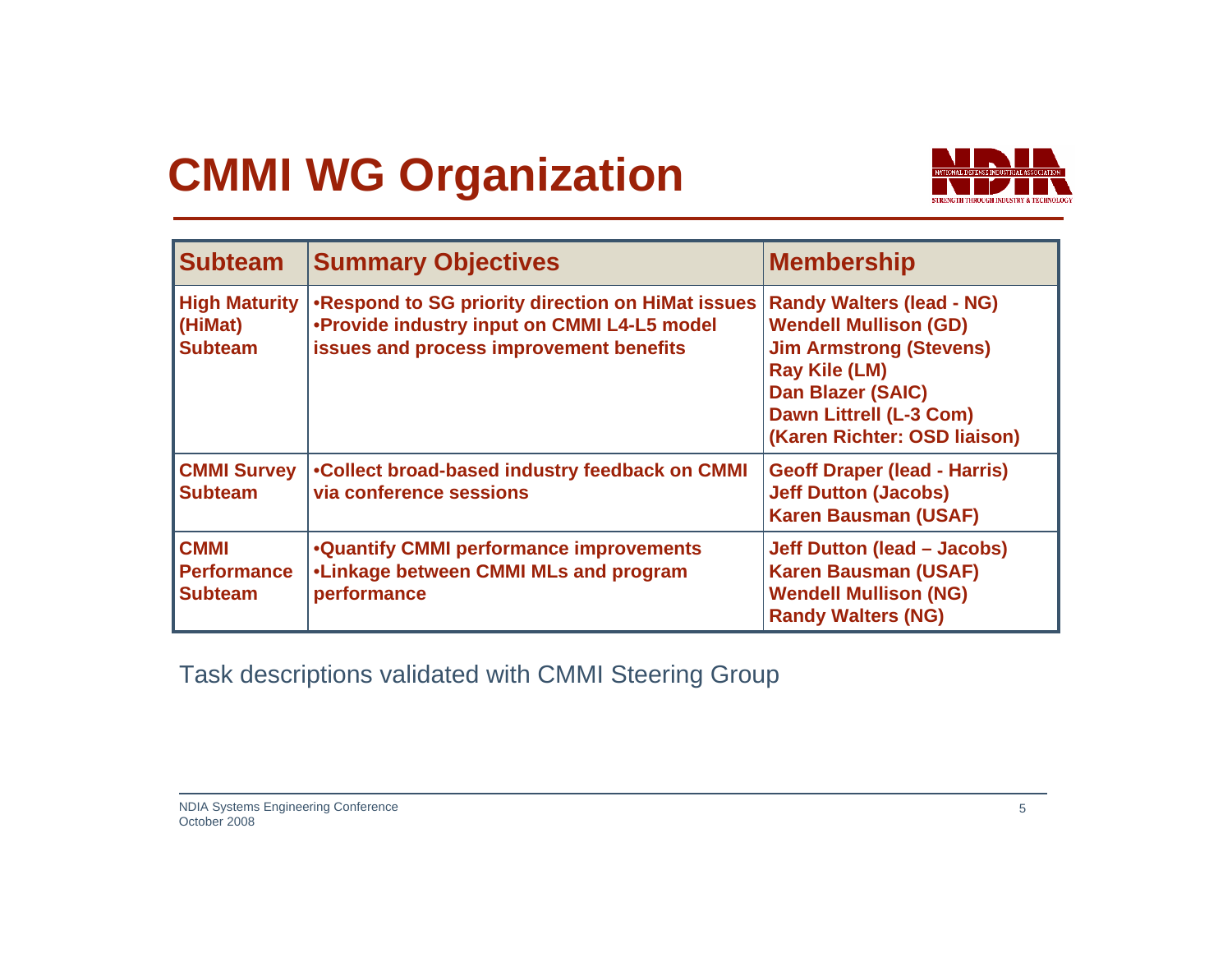# CMMI WG Organization

| Subteam | Summary Objectives | Membership |
|---|---|---|
| High Maturity (HiMat) Subteam | •Respond to SG priority direction on HiMat issues<br>•Provide industry input on CMMI L4-L5 model issues and process improvement benefits | Randy Walters (lead - NG)<br>Wendell Mullison (GD)<br>Jim Armstrong (Stevens)<br>Ray Kile (LM)<br>Dan Blazer (SAIC)<br>Dawn Littrell (L-3 Com)<br>(Karen Richter: OSD liaison) |
| CMMI Survey Subteam | •Collect broad-based industry feedback on CMMI via conference sessions | Geoff Draper (lead - Harris)<br>Jeff Dutton (Jacobs)<br>Karen Bausman (USAF) |
| CMMI Performance Subteam | •Quantify CMMI performance improvements<br>•Linkage between CMMI MLs and program performance | Jeff Dutton (lead – Jacobs)<br>Karen Bausman (USAF)<br>Wendell Mullison (NG)<br>Randy Walters (NG) |

Task descriptions validated with CMMI Steering Group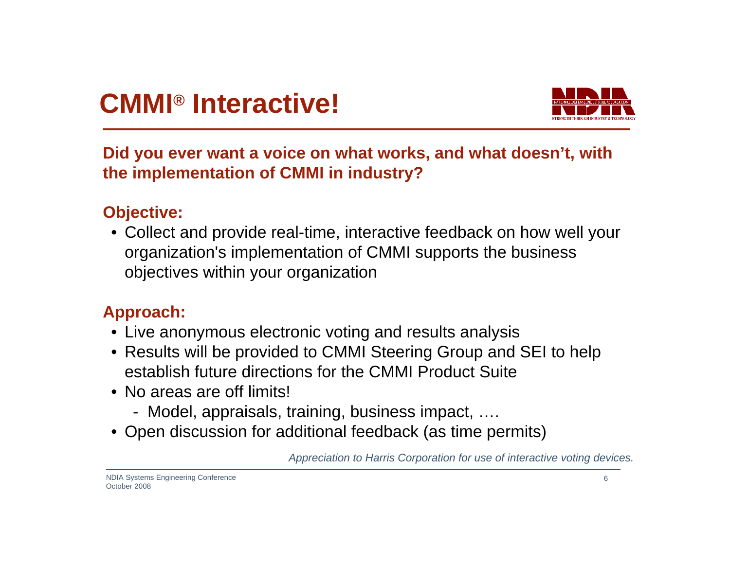# CMMI® Interactive!

**Did you ever want a voice on what works, and what doesn't, with the implementation of CMMI in industry?**

**Objective:**

- Collect and provide real-time, interactive feedback on how well your organization's implementation of CMMI supports the business objectives within your organization

**Approach:**

- Live anonymous electronic voting and results analysis
- Results will be provided to CMMI Steering Group and SEI to help establish future directions for the CMMI Product Suite
- No areas are off limits!
  - Model, appraisals, training, business impact, ….
- Open discussion for additional feedback (as time permits)

*Appreciation to Harris Corporation for use of interactive voting devices.*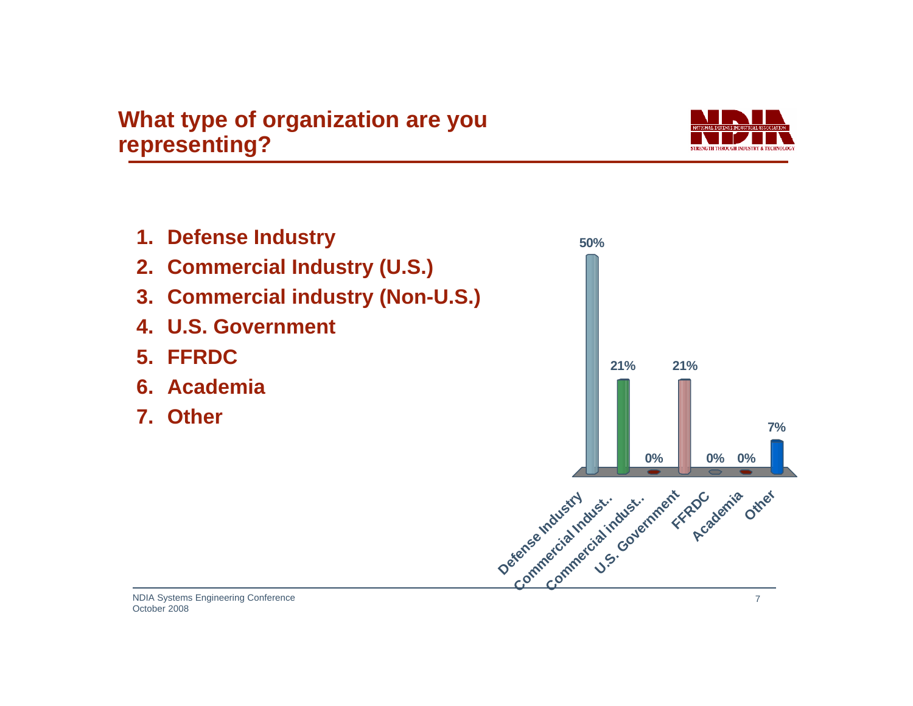## What type of organization are you representing?

1. **Defense Industry**
2. **Commercial Industry (U.S.)**
3. **Commercial industry (Non-U.S.)**
4. **U.S. Government**
5. **FFRDC**
6. **Academia**
7. **Other**

| Response | Percentage |
|---|---|
| Defense Industry | 50% |
| Commercial Indust.. | 21% |
| Commercial indust.. | 0% |
| U.S. Government | 21% |
| FFRDC | 0% |
| Academia | 0% |
| Other | 7% |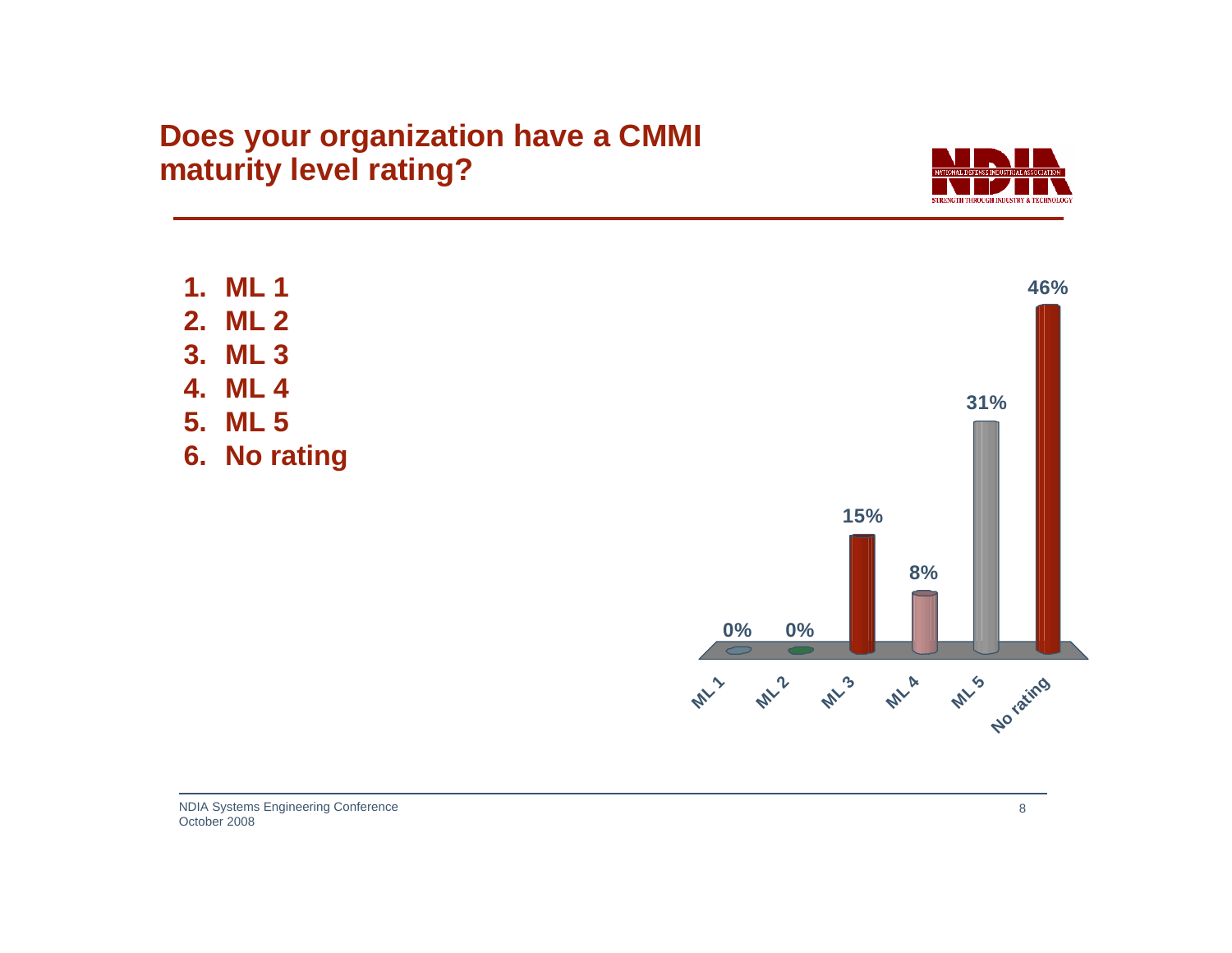# Does your organization have a CMMI maturity level rating?

1. ML 1
2. ML 2
3. ML 3
4. ML 4
5. ML 5
6. No rating

| Response | Percentage |
|---|---|
| ML 1 | 0% |
| ML 2 | 0% |
| ML 3 | 15% |
| ML 4 | 8% |
| ML 5 | 31% |
| No rating | 46% |

NDIA Systems Engineering Conference
October 2008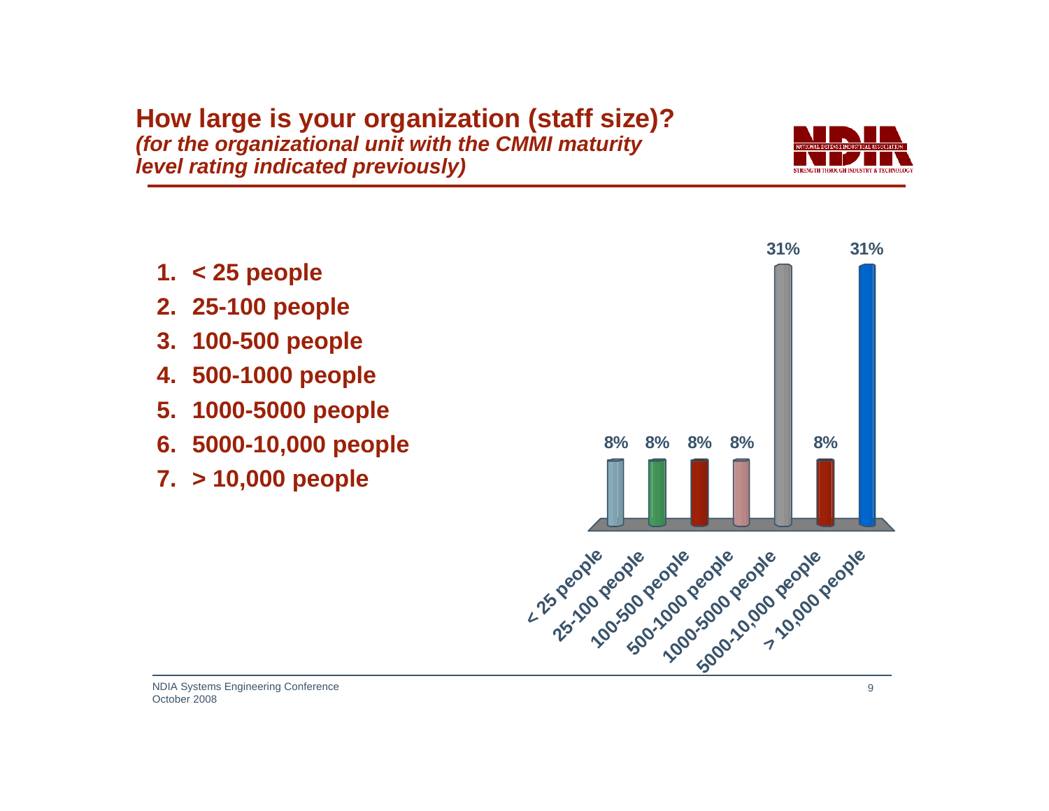# How large is your organization (staff size)?

***(for the organizational unit with the CMMI maturity level rating indicated previously)***

1. **< 25 people**
2. **25-100 people**
3. **100-500 people**
4. **500-1000 people**
5. **1000-5000 people**
6. **5000-10,000 people**
7. **> 10,000 people**

| Staff size | Percentage |
|---|---|
| < 25 people | 8% |
| 25-100 people | 8% |
| 100-500 people | 8% |
| 500-1000 people | 8% |
| 1000-5000 people | 31% |
| 5000-10,000 people | 8% |
| > 10,000 people | 31% |

NDIA Systems Engineering Conference
October 2008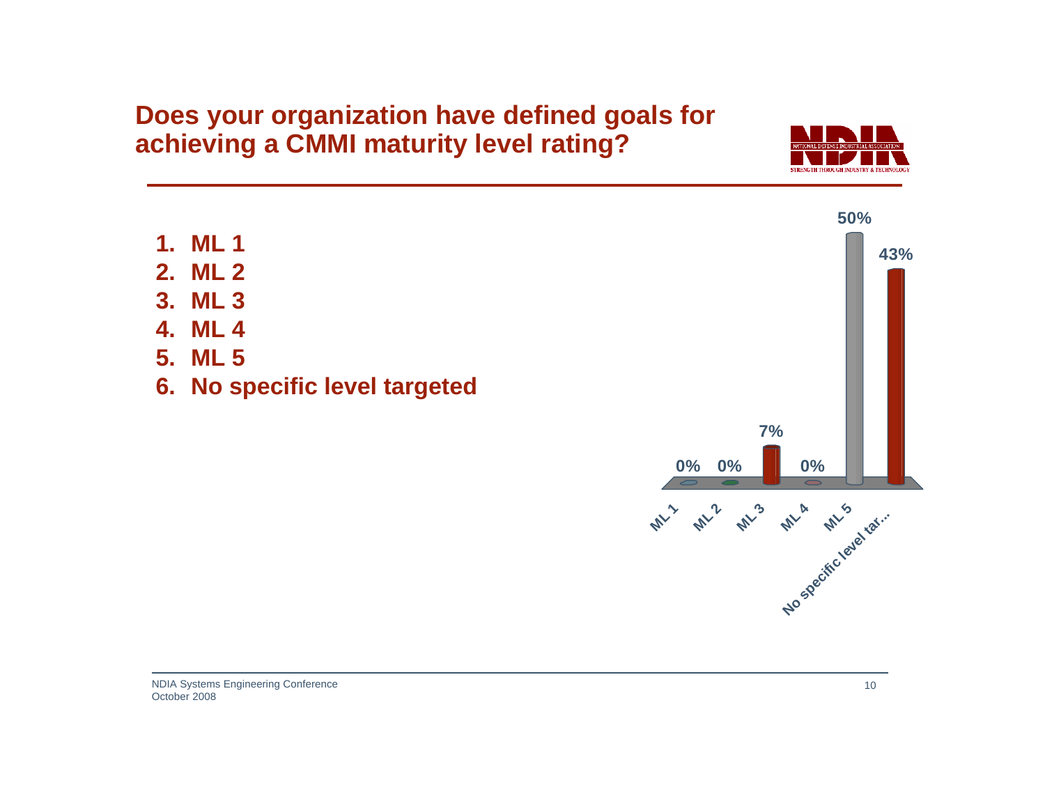## Does your organization have defined goals for achieving a CMMI maturity level rating?

1. ML 1
2. ML 2
3. ML 3
4. ML 4
5. ML 5
6. No specific level targeted

| Response | Percent |
| --- | --- |
| ML 1 | 0% |
| ML 2 | 0% |
| ML 3 | 7% |
| ML 4 | 0% |
| ML 5 | 50% |
| No specific level tar... | 43% |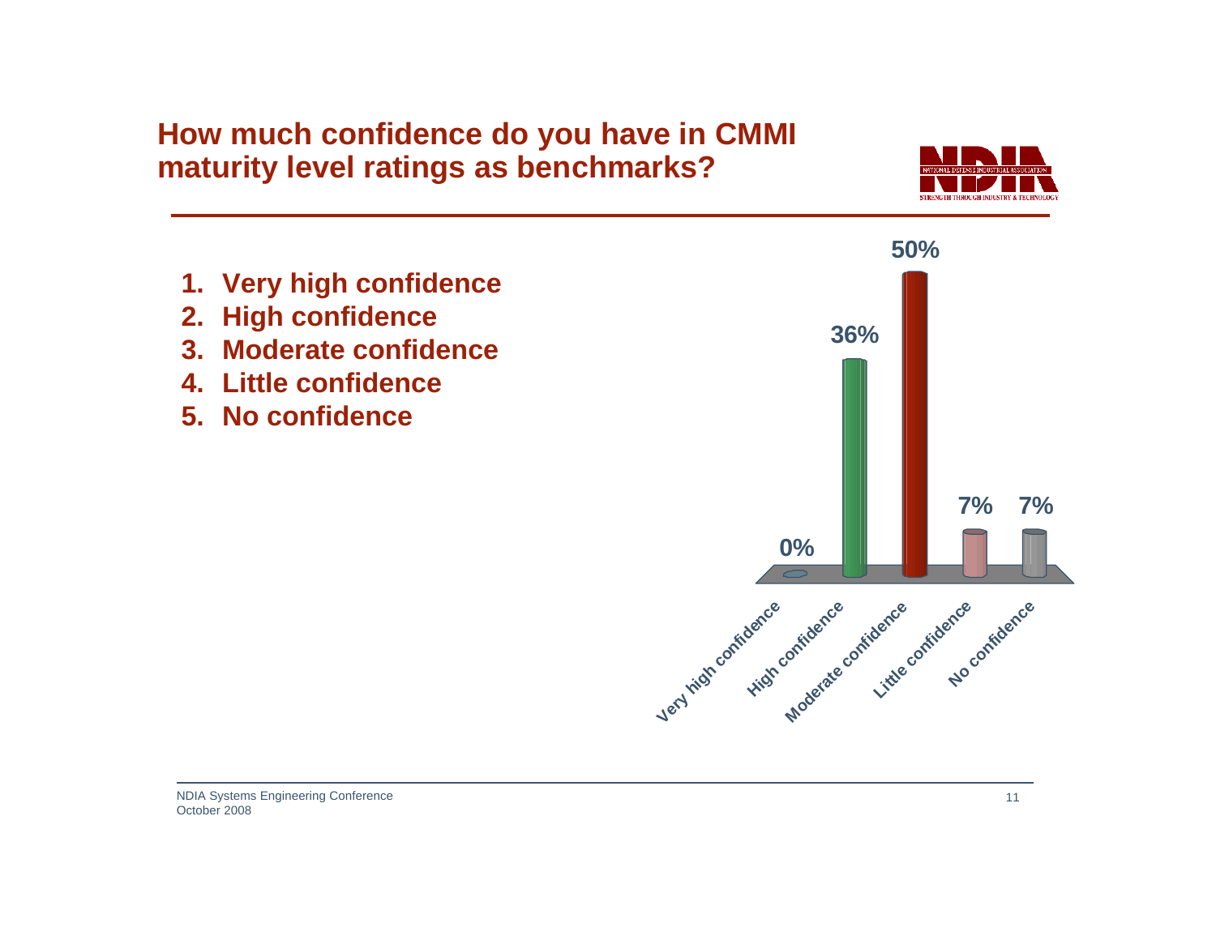# How much confidence do you have in CMMI maturity level ratings as benchmarks?

1. **Very high confidence**
2. **High confidence**
3. **Moderate confidence**
4. **Little confidence**
5. **No confidence**

| Response | Percentage |
| --- | --- |
| Very high confidence | 0% |
| High confidence | 36% |
| Moderate confidence | 50% |
| Little confidence | 7% |
| No confidence | 7% |

NDIA Systems Engineering Conference
October 2008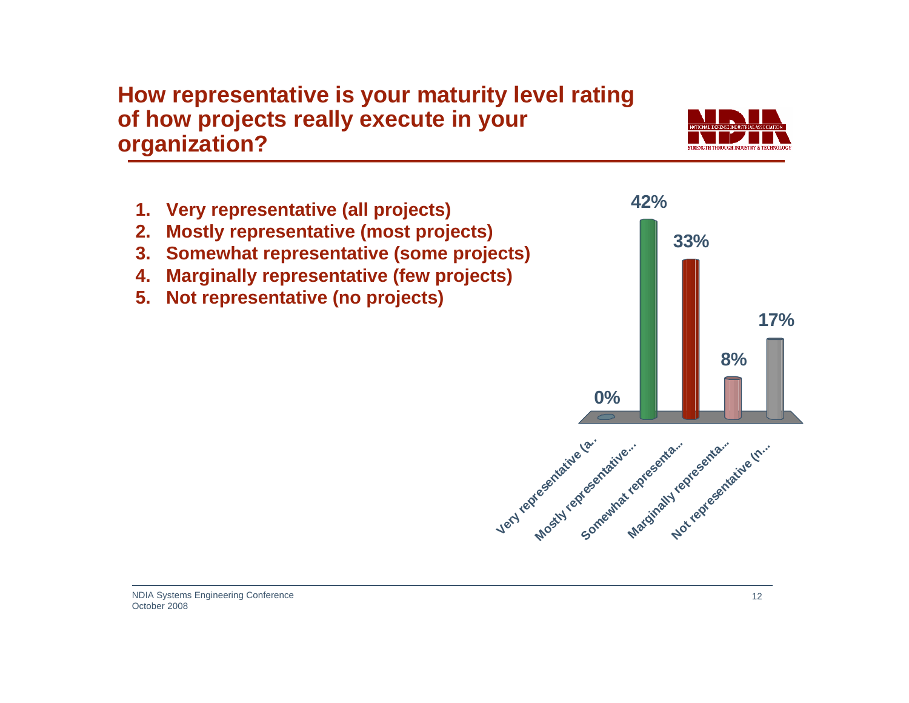# How representative is your maturity level rating of how projects really execute in your organization?

1. **Very representative (all projects)**
2. **Mostly representative (most projects)**
3. **Somewhat representative (some projects)**
4. **Marginally representative (few projects)**
5. **Not representative (no projects)**

| Response | Percentage |
|---|---|
| Very representative (a... | 0% |
| Mostly representative... | 42% |
| Somewhat representa... | 33% |
| Marginally representa... | 8% |
| Not representative (n... | 17% |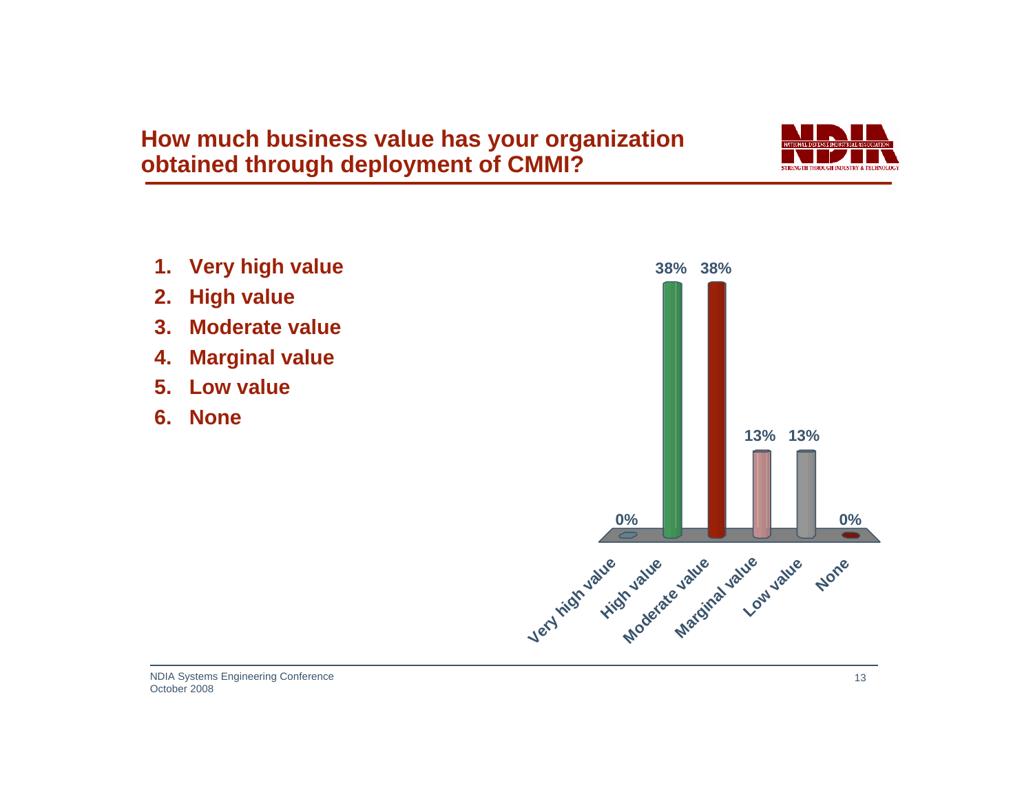## How much business value has your organization obtained through deployment of CMMI?

1. **Very high value**
2. **High value**
3. **Moderate value**
4. **Marginal value**
5. **Low value**
6. **None**

| Response | Percentage |
|---|---|
| Very high value | 0% |
| High value | 38% |
| Moderate value | 38% |
| Marginal value | 13% |
| Low value | 13% |
| None | 0% |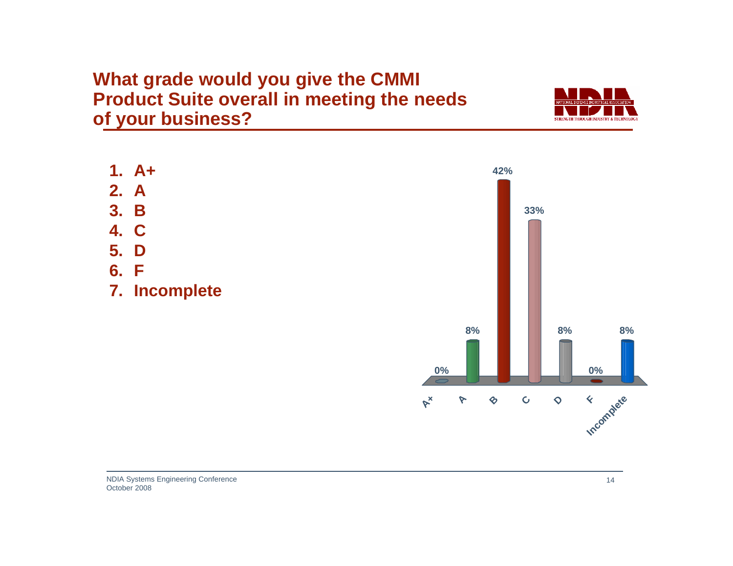# What grade would you give the CMMI Product Suite overall in meeting the needs of your business?

1. A+
2. A
3. B
4. C
5. D
6. F
7. Incomplete

| Grade | Percentage |
| --- | --- |
| A+ | 0% |
| A | 8% |
| B | 42% |
| C | 33% |
| D | 8% |
| F | 0% |
| Incomplete | 8% |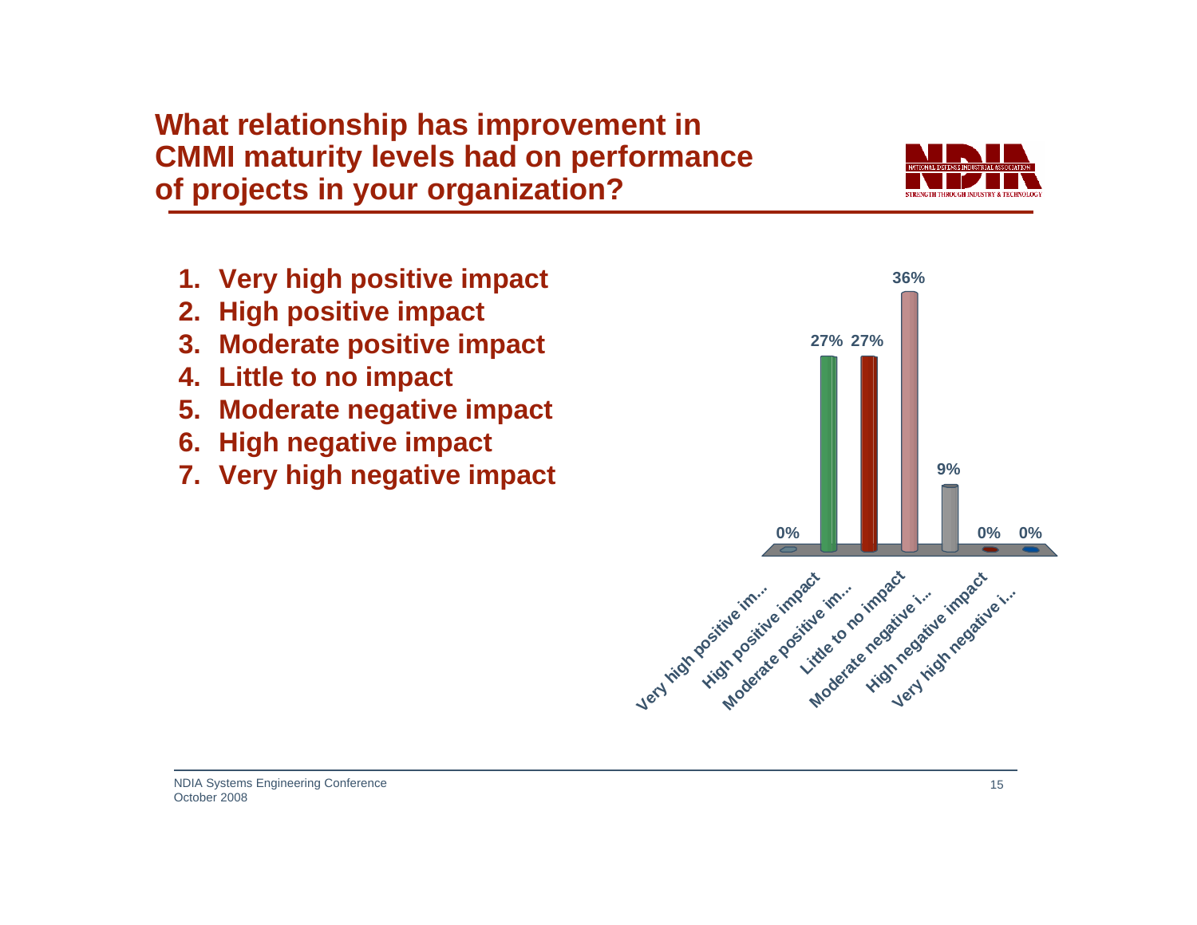# What relationship has improvement in CMMI maturity levels had on performance of projects in your organization?

1. **Very high positive impact**
2. **High positive impact**
3. **Moderate positive impact**
4. **Little to no impact**
5. **Moderate negative impact**
6. **High negative impact**
7. **Very high negative impact**

| Response | Percent |
|---|---|
| Very high positive im... | 0% |
| High positive impact | 27% |
| Moderate positive im... | 27% |
| Little to no impact | 36% |
| Moderate negative i... | 9% |
| High negative impact | 0% |
| Very high negative i... | 0% |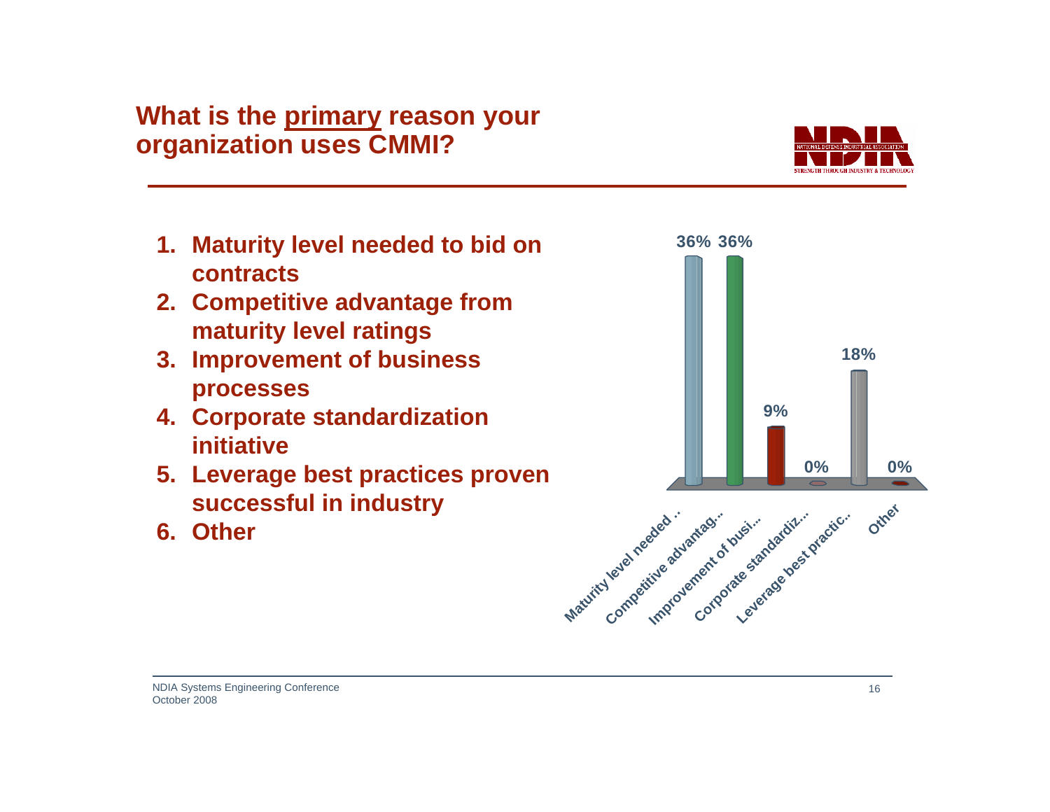# What is the primary reason your organization uses CMMI?

1. Maturity level needed to bid on contracts
2. Competitive advantage from maturity level ratings
3. Improvement of business processes
4. Corporate standardization initiative
5. Leverage best practices proven successful in industry
6. Other

| Response | Percentage |
|---|---|
| Maturity level needed .. | 36% |
| Competitive advantag... | 36% |
| Improvement of busi... | 9% |
| Corporate standardiz... | 0% |
| Leverage best practic... | 18% |
| Other | 0% |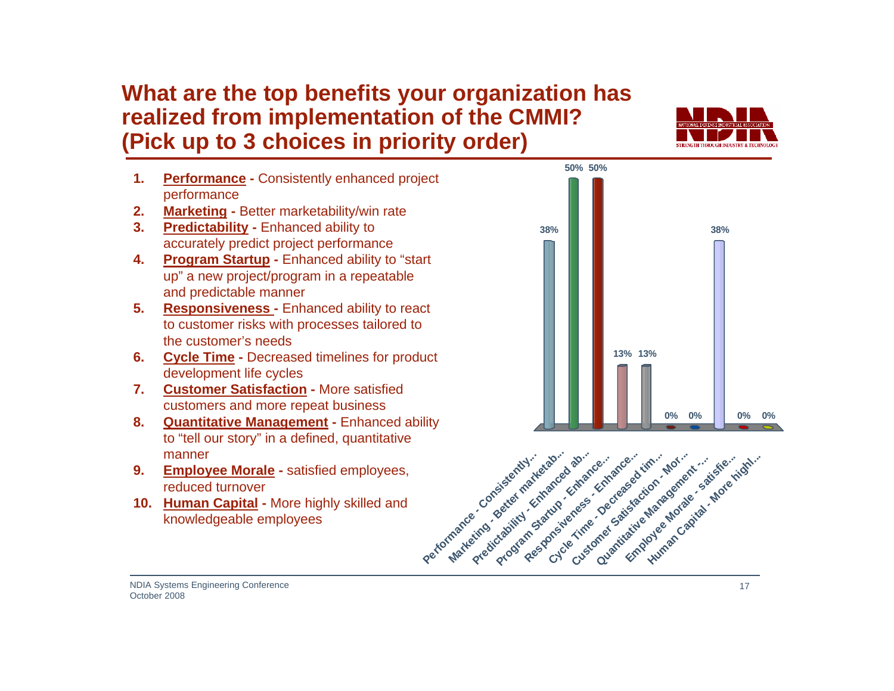# What are the top benefits your organization has realized from implementation of the CMMI? (Pick up to 3 choices in priority order)

1. **Performance** - Consistently enhanced project performance
2. **Marketing** - Better marketability/win rate
3. **Predictability** - Enhanced ability to accurately predict project performance
4. **Program Startup** - Enhanced ability to "start up" a new project/program in a repeatable and predictable manner
5. **Responsiveness** - Enhanced ability to react to customer risks with processes tailored to the customer's needs
6. **Cycle Time** - Decreased timelines for product development life cycles
7. **Customer Satisfaction** - More satisfied customers and more repeat business
8. **Quantitative Management** - Enhanced ability to "tell our story" in a defined, quantitative manner
9. **Employee Morale** - satisfied employees, reduced turnover
10. **Human Capital** - More highly skilled and knowledgeable employees

| Response | Percentage |
|---|---|
| Performance - Consistently... | 38% |
| Marketing - Better marketab... | 50% |
| Predictability - Enhanced ab... | 50% |
| Program Startup - Enhance... | 13% |
| Responsiveness - Enhance... | 13% |
| Cycle Time - Decreased tim... | 0% |
| Customer Satisfaction - Mor... | 0% |
| Quantitative Management -... | 38% |
| Employee Morale - satisfie... | 0% |
| Human Capital - More highl... | 0% |

NDIA Systems Engineering Conference
October 2008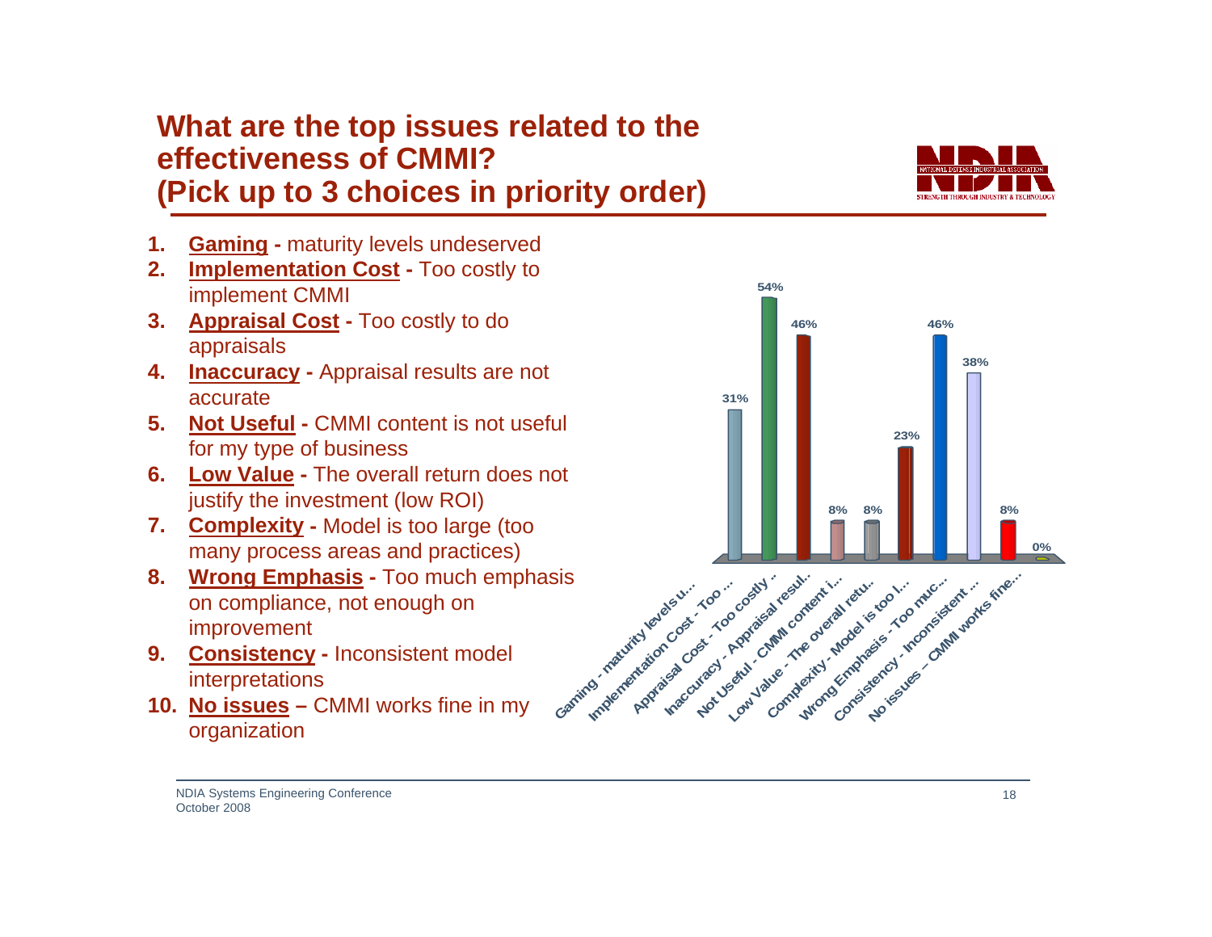# What are the top issues related to the effectiveness of CMMI? (Pick up to 3 choices in priority order)

1. **Gaming -** maturity levels undeserved
2. **Implementation Cost -** Too costly to implement CMMI
3. **Appraisal Cost -** Too costly to do appraisals
4. **Inaccuracy -** Appraisal results are not accurate
5. **Not Useful -** CMMI content is not useful for my type of business
6. **Low Value -** The overall return does not justify the investment (low ROI)
7. **Complexity -** Model is too large (too many process areas and practices)
8. **Wrong Emphasis -** Too much emphasis on compliance, not enough on improvement
9. **Consistency -** Inconsistent model interpretations
10. **No issues –** CMMI works fine in my organization

| Issue | Percent |
|---|---|
| Gaming - maturity levels u... | 31% |
| Implementation Cost - Too ... | 54% |
| Appraisal Cost - Too costly ... | 46% |
| Inaccuracy - Appraisal resul... | 8% |
| Not Useful - CMMI content i... | 8% |
| Low Value - The overall retu... | 23% |
| Complexity - Model is too l... | 46% |
| Wrong Emphasis - Too muc... | 38% |
| Consistency - Inconsistent ... | 8% |
| No issues – CMMI works fine... | 0% |

NDIA Systems Engineering Conference
October 2008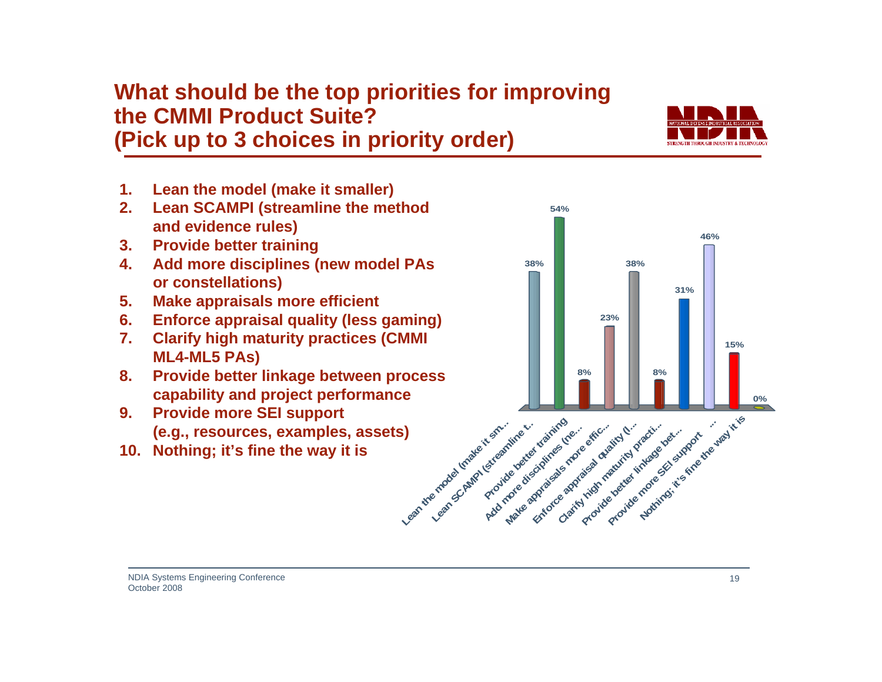# What should be the top priorities for improving the CMMI Product Suite? (Pick up to 3 choices in priority order)

1. **Lean the model (make it smaller)**
2. **Lean SCAMPI (streamline the method and evidence rules)**
3. **Provide better training**
4. **Add more disciplines (new model PAs or constellations)**
5. **Make appraisals more efficient**
6. **Enforce appraisal quality (less gaming)**
7. **Clarify high maturity practices (CMMI ML4-ML5 PAs)**
8. **Provide better linkage between process capability and project performance**
9. **Provide more SEI support (e.g., resources, examples, assets)**
10. **Nothing; it's fine the way it is**

| Choice | Percentage |
|---|---|
| Lean the model (make it sm... | 38% |
| Lean SCAMPI (streamline t... | 54% |
| Provide better training | 8% |
| Add more disciplines (ne... | 23% |
| Make appraisals more effic... | 38% |
| Enforce appraisal quality (l... | 8% |
| Clarify high maturity practi... | 31% |
| Provide better linkage bet... | 46% |
| Provide more SEI support ... | 15% |
| Nothing; it's fine the way it is | 0% |

NDIA Systems Engineering Conference
October 2008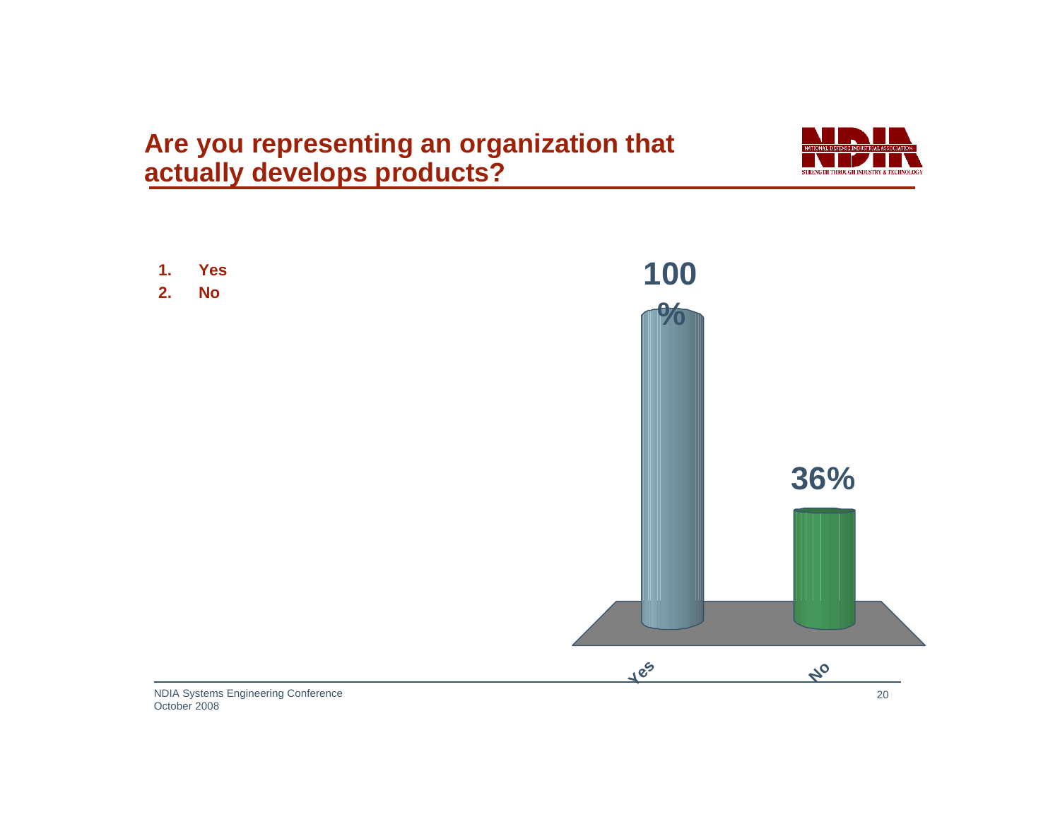## Are you representing an organization that actually develops products?

1. Yes
2. No

| Response | Percentage |
|---|---|
| Yes | 100% |
| No | 36% |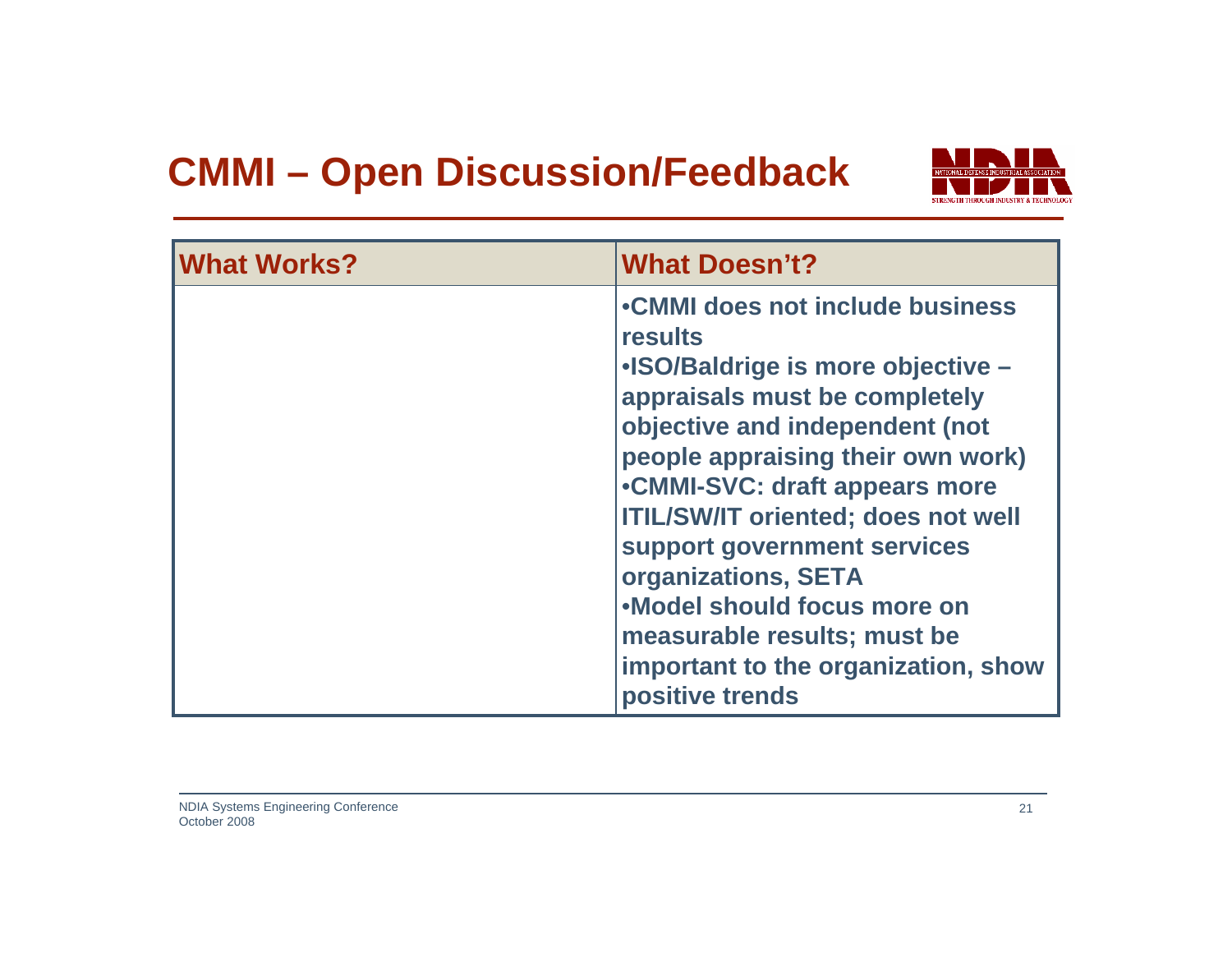# CMMI – Open Discussion/Feedback

| What Works? | What Doesn't? |
|---|---|
| | •CMMI does not include business results<br>•ISO/Baldrige is more objective – appraisals must be completely objective and independent (not people appraising their own work)<br>•CMMI-SVC: draft appears more ITIL/SW/IT oriented; does not well support government services organizations, SETA<br>•Model should focus more on measurable results; must be important to the organization, show positive trends |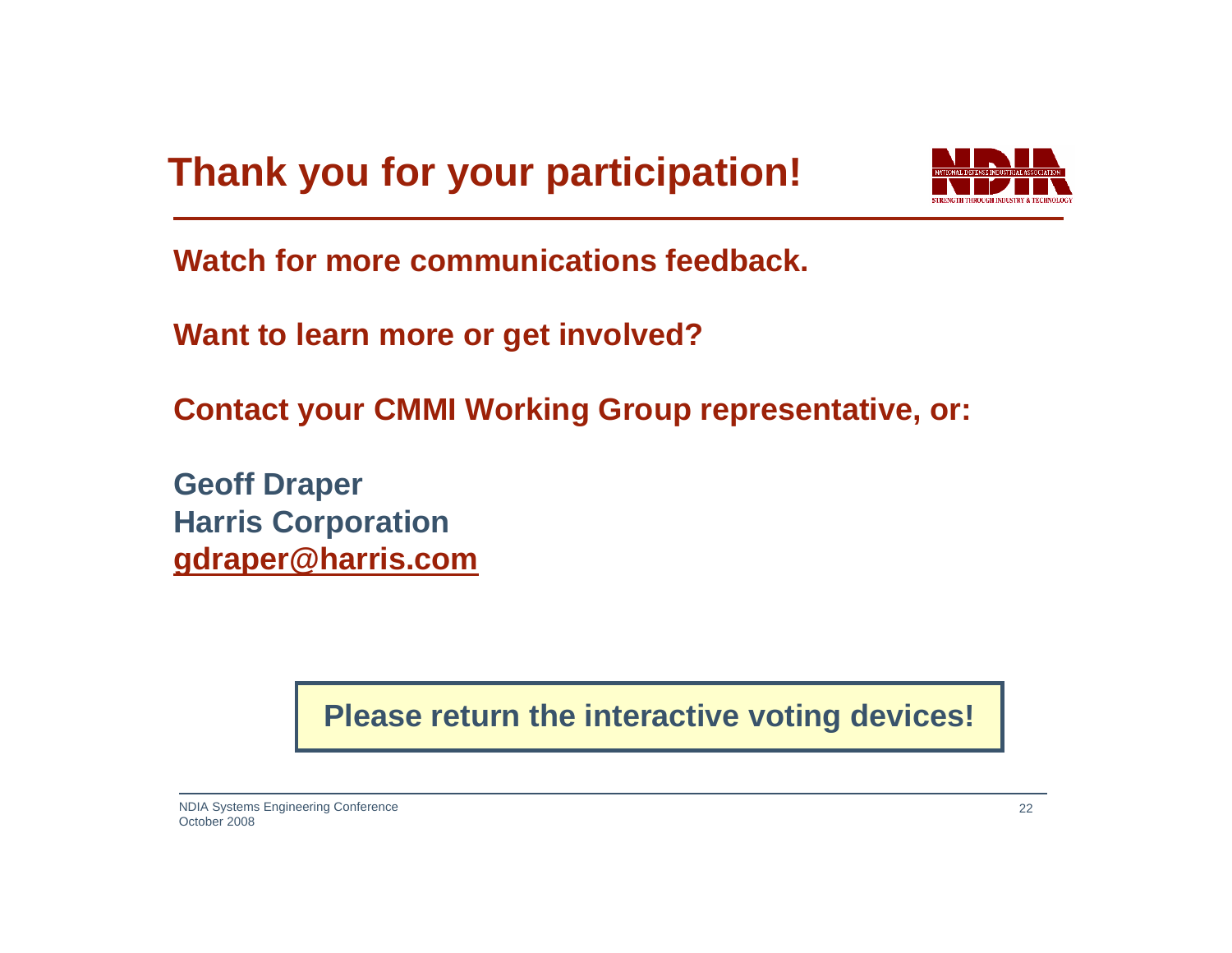# Thank you for your participation!

**Watch for more communications feedback.**

**Want to learn more or get involved?**

**Contact your CMMI Working Group representative, or:**

**Geoff Draper**
**Harris Corporation**
**gdraper@harris.com**

**Please return the interactive voting devices!**